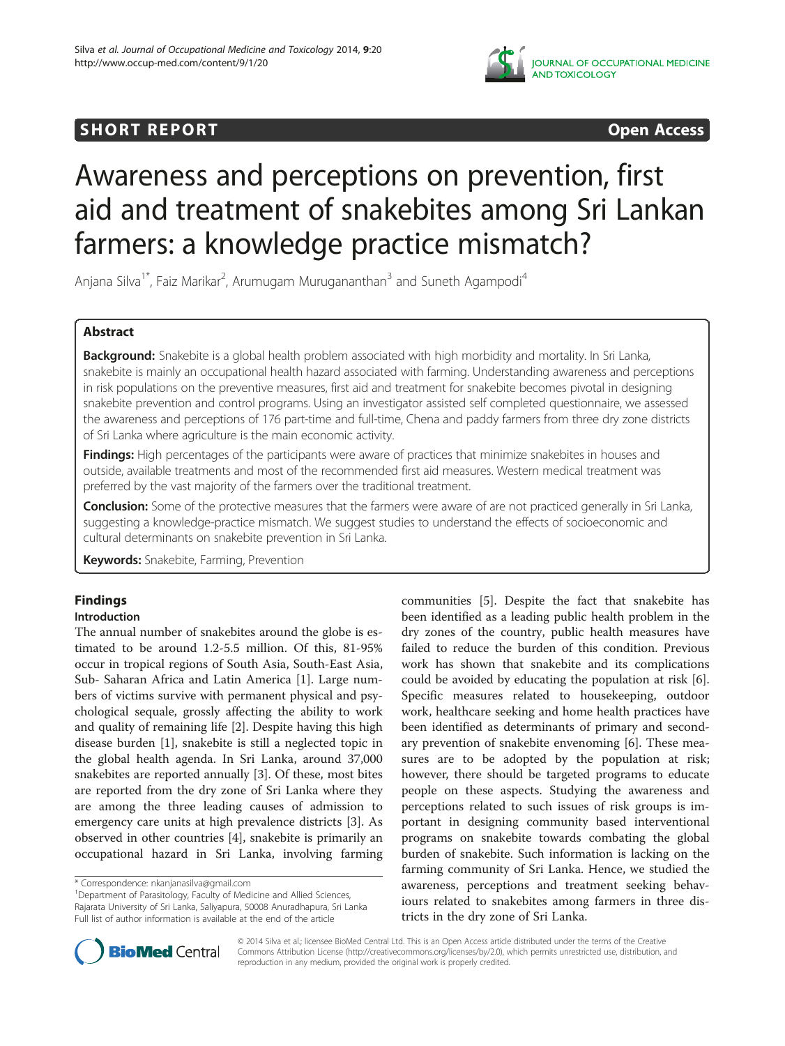**SHORT REPORT** **Open Access**

# Awareness and perceptions on prevention, first aid and treatment of snakebites among Sri Lankan farmers: a knowledge practice mismatch?

Anjana Silva[1*], Faiz Marikar[2], Arumugam Murugananthan[3] and Suneth Agampodi[4]

## Abstract

**Background:** Snakebite is a global health problem associated with high morbidity and mortality. In Sri Lanka, snakebite is mainly an occupational health hazard associated with farming. Understanding awareness and perceptions in risk populations on the preventive measures, first aid and treatment for snakebite becomes pivotal in designing snakebite prevention and control programs. Using an investigator assisted self completed questionnaire, we assessed the awareness and perceptions of 176 part-time and full-time, Chena and paddy farmers from three dry zone districts of Sri Lanka where agriculture is the main economic activity.

**Findings:** High percentages of the participants were aware of practices that minimize snakebites in houses and outside, available treatments and most of the recommended first aid measures. Western medical treatment was preferred by the vast majority of the farmers over the traditional treatment.

**Conclusion:** Some of the protective measures that the farmers were aware of are not practiced generally in Sri Lanka, suggesting a knowledge-practice mismatch. We suggest studies to understand the effects of socioeconomic and cultural determinants on snakebite prevention in Sri Lanka.

**Keywords:** Snakebite, Farming, Prevention

## Findings

### Introduction

The annual number of snakebites around the globe is estimated to be around 1.2-5.5 million. Of this, 81-95% occur in tropical regions of South Asia, South-East Asia, Sub- Saharan Africa and Latin America [1]. Large numbers of victims survive with permanent physical and psychological sequale, grossly affecting the ability to work and quality of remaining life [2]. Despite having this high disease burden [1], snakebite is still a neglected topic in the global health agenda. In Sri Lanka, around 37,000 snakebites are reported annually [3]. Of these, most bites are reported from the dry zone of Sri Lanka where they are among the three leading causes of admission to emergency care units at high prevalence districts [3]. As observed in other countries [4], snakebite is primarily an occupational hazard in Sri Lanka, involving farming communities [5]. Despite the fact that snakebite has been identified as a leading public health problem in the dry zones of the country, public health measures have failed to reduce the burden of this condition. Previous work has shown that snakebite and its complications could be avoided by educating the population at risk [6]. Specific measures related to housekeeping, outdoor work, healthcare seeking and home health practices have been identified as determinants of primary and secondary prevention of snakebite envenoming [6]. These measures are to be adopted by the population at risk; however, there should be targeted programs to educate people on these aspects. Studying the awareness and perceptions related to such issues of risk groups is important in designing community based interventional programs on snakebite towards combating the global burden of snakebite. Such information is lacking on the farming community of Sri Lanka. Hence, we studied the awareness, perceptions and treatment seeking behaviours related to snakebites among farmers in three districts in the dry zone of Sri Lanka.

* Correspondence: nkanjanasilva@gmail.com
[1]Department of Parasitology, Faculty of Medicine and Allied Sciences, Rajarata University of Sri Lanka, Saliyapura, 50008 Anuradhapura, Sri Lanka
Full list of author information is available at the end of the article

© 2014 Silva et al.; licensee BioMed Central Ltd. This is an Open Access article distributed under the terms of the Creative Commons Attribution License (http://creativecommons.org/licenses/by/2.0), which permits unrestricted use, distribution, and reproduction in any medium, provided the original work is properly credited.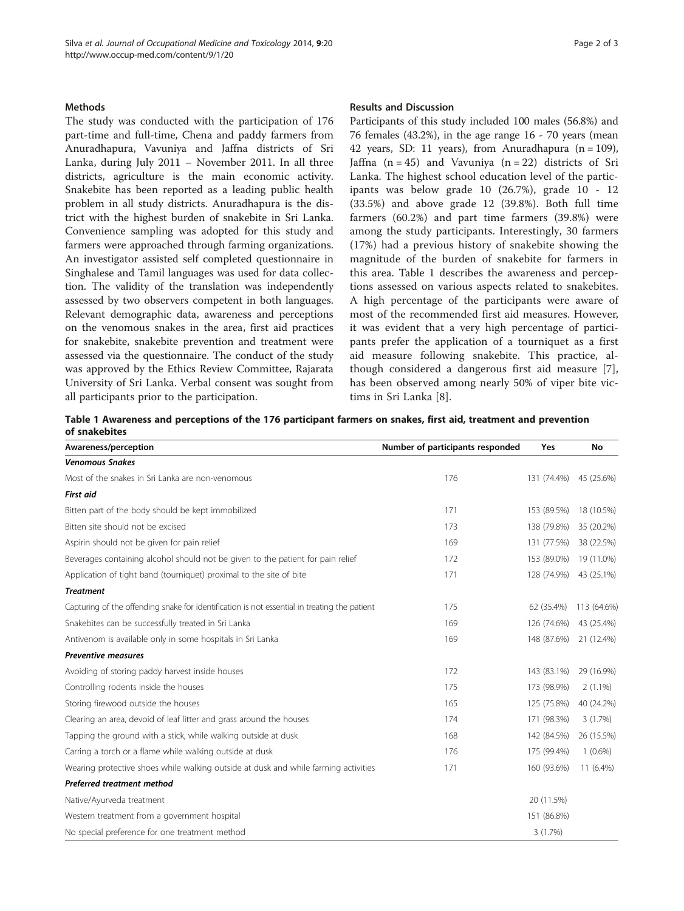## Methods

The study was conducted with the participation of 176 part-time and full-time, Chena and paddy farmers from Anuradhapura, Vavuniya and Jaffna districts of Sri Lanka, during July 2011 – November 2011. In all three districts, agriculture is the main economic activity. Snakebite has been reported as a leading public health problem in all study districts. Anuradhapura is the district with the highest burden of snakebite in Sri Lanka. Convenience sampling was adopted for this study and farmers were approached through farming organizations. An investigator assisted self completed questionnaire in Singhalese and Tamil languages was used for data collection. The validity of the translation was independently assessed by two observers competent in both languages. Relevant demographic data, awareness and perceptions on the venomous snakes in the area, first aid practices for snakebite, snakebite prevention and treatment were assessed via the questionnaire. The conduct of the study was approved by the Ethics Review Committee, Rajarata University of Sri Lanka. Verbal consent was sought from all participants prior to the participation.

## Results and Discussion

Participants of this study included 100 males (56.8%) and 76 females (43.2%), in the age range 16 - 70 years (mean 42 years, SD: 11 years), from Anuradhapura (n = 109), Jaffna (n = 45) and Vavuniya (n = 22) districts of Sri Lanka. The highest school education level of the participants was below grade 10 (26.7%), grade 10 - 12 (33.5%) and above grade 12 (39.8%). Both full time farmers (60.2%) and part time farmers (39.8%) were among the study participants. Interestingly, 30 farmers (17%) had a previous history of snakebite showing the magnitude of the burden of snakebite for farmers in this area. Table 1 describes the awareness and perceptions assessed on various aspects related to snakebites. A high percentage of the participants were aware of most of the recommended first aid measures. However, it was evident that a very high percentage of participants prefer the application of a tourniquet as a first aid measure following snakebite. This practice, although considered a dangerous first aid measure [7], has been observed among nearly 50% of viper bite victims in Sri Lanka [8].

**Table 1 Awareness and perceptions of the 176 participant farmers on snakes, first aid, treatment and prevention of snakebites**

| Awareness/perception | Number of participants responded | Yes | No |
|---|---|---|---|
| ***Venomous Snakes*** | | | |
| Most of the snakes in Sri Lanka are non-venomous | 176 | 131 (74.4%) | 45 (25.6%) |
| ***First aid*** | | | |
| Bitten part of the body should be kept immobilized | 171 | 153 (89.5%) | 18 (10.5%) |
| Bitten site should not be excised | 173 | 138 (79.8%) | 35 (20.2%) |
| Aspirin should not be given for pain relief | 169 | 131 (77.5%) | 38 (22.5%) |
| Beverages containing alcohol should not be given to the patient for pain relief | 172 | 153 (89.0%) | 19 (11.0%) |
| Application of tight band (tourniquet) proximal to the site of bite | 171 | 128 (74.9%) | 43 (25.1%) |
| ***Treatment*** | | | |
| Capturing of the offending snake for identification is not essential in treating the patient | 175 | 62 (35.4%) | 113 (64.6%) |
| Snakebites can be successfully treated in Sri Lanka | 169 | 126 (74.6%) | 43 (25.4%) |
| Antivenom is available only in some hospitals in Sri Lanka | 169 | 148 (87.6%) | 21 (12.4%) |
| ***Preventive measures*** | | | |
| Avoiding of storing paddy harvest inside houses | 172 | 143 (83.1%) | 29 (16.9%) |
| Controlling rodents inside the houses | 175 | 173 (98.9%) | 2 (1.1%) |
| Storing firewood outside the houses | 165 | 125 (75.8%) | 40 (24.2%) |
| Clearing an area, devoid of leaf litter and grass around the houses | 174 | 171 (98.3%) | 3 (1.7%) |
| Tapping the ground with a stick, while walking outside at dusk | 168 | 142 (84.5%) | 26 (15.5%) |
| Carring a torch or a flame while walking outside at dusk | 176 | 175 (99.4%) | 1 (0.6%) |
| Wearing protective shoes while walking outside at dusk and while farming activities | 171 | 160 (93.6%) | 11 (6.4%) |
| ***Preferred treatment method*** | | | |
| Native/Ayurveda treatment | | 20 (11.5%) | |
| Western treatment from a government hospital | | 151 (86.8%) | |
| No special preference for one treatment method | | 3 (1.7%) | |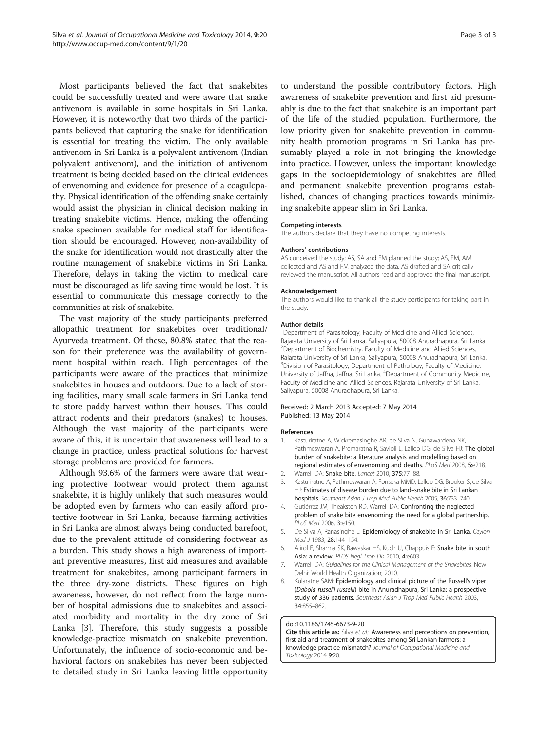Most participants believed the fact that snakebites could be successfully treated and were aware that snake antivenom is available in some hospitals in Sri Lanka. However, it is noteworthy that two thirds of the participants believed that capturing the snake for identification is essential for treating the victim. The only available antivenom in Sri Lanka is a polyvalent antivenom (Indian polyvalent antivenom), and the initiation of antivenom treatment is being decided based on the clinical evidences of envenoming and evidence for presence of a coagulopathy. Physical identification of the offending snake certainly would assist the physician in clinical decision making in treating snakebite victims. Hence, making the offending snake specimen available for medical staff for identification should be encouraged. However, non-availability of the snake for identification would not drastically alter the routine management of snakebite victims in Sri Lanka. Therefore, delays in taking the victim to medical care must be discouraged as life saving time would be lost. It is essential to communicate this message correctly to the communities at risk of snakebite.

The vast majority of the study participants preferred allopathic treatment for snakebites over traditional/ Ayurveda treatment. Of these, 80.8% stated that the reason for their preference was the availability of government hospital within reach. High percentages of the participants were aware of the practices that minimize snakebites in houses and outdoors. Due to a lack of storing facilities, many small scale farmers in Sri Lanka tend to store paddy harvest within their houses. This could attract rodents and their predators (snakes) to houses. Although the vast majority of the participants were aware of this, it is uncertain that awareness will lead to a change in practice, unless practical solutions for harvest storage problems are provided for farmers.

Although 93.6% of the farmers were aware that wearing protective footwear would protect them against snakebite, it is highly unlikely that such measures would be adopted even by farmers who can easily afford protective footwear in Sri Lanka, because farming activities in Sri Lanka are almost always being conducted barefoot, due to the prevalent attitude of considering footwear as a burden. This study shows a high awareness of important preventive measures, first aid measures and available treatment for snakebites, among participant farmers in the three dry-zone districts. These figures on high awareness, however, do not reflect from the large number of hospital admissions due to snakebites and associated morbidity and mortality in the dry zone of Sri Lanka [3]. Therefore, this study suggests a possible knowledge-practice mismatch on snakebite prevention. Unfortunately, the influence of socio-economic and behavioral factors on snakebites has never been subjected to detailed study in Sri Lanka leaving little opportunity to understand the possible contributory factors. High awareness of snakebite prevention and first aid presumably is due to the fact that snakebite is an important part of the life of the studied population. Furthermore, the low priority given for snakebite prevention in community health promotion programs in Sri Lanka has presumably played a role in not bringing the knowledge into practice. However, unless the important knowledge gaps in the socioepidemiology of snakebites are filled and permanent snakebite prevention programs established, chances of changing practices towards minimizing snakebite appear slim in Sri Lanka.

#### Competing interests

The authors declare that they have no competing interests.

#### Authors' contributions

AS conceived the study; AS, SA and FM planned the study; AS, FM, AM collected and AS and FM analyzed the data. AS drafted and SA critically reviewed the manuscript. All authors read and approved the final manuscript.

#### Acknowledgement

The authors would like to thank all the study participants for taking part in the study.

#### Author details

[1]Department of Parasitology, Faculty of Medicine and Allied Sciences, Rajarata University of Sri Lanka, Saliyapura, 50008 Anuradhapura, Sri Lanka. [2]Department of Biochemistry, Faculty of Medicine and Allied Sciences, Rajarata University of Sri Lanka, Saliyapura, 50008 Anuradhapura, Sri Lanka. [3]Division of Parasitology, Department of Pathology, Faculty of Medicine, University of Jaffna, Jaffna, Sri Lanka. [4]Department of Community Medicine, Faculty of Medicine and Allied Sciences, Rajarata University of Sri Lanka, Saliyapura, 50008 Anuradhapura, Sri Lanka.

Received: 2 March 2013 Accepted: 7 May 2014
Published: 13 May 2014

#### References

1. Kasturiratne A, Wickremasinghe AR, de Silva N, Gunawardena NK, Pathmeswaran A, Premaratna R, Savioli L, Lalloo DG, de Silva HJ: **The global burden of snakebite: a literature analysis and modelling based on regional estimates of envenoming and deaths.** *PLoS Med* 2008, **5:**e218.
2. Warrell DA: **Snake bite.** *Lancet* 2010, **375:**77–88.
3. Kasturiratne A, Pathmeswaran A, Fonseka MMD, Lalloo DG, Brooker S, de Silva HJ: **Estimates of disease burden due to land–snake bite in Sri Lankan hospitals.** *Southeast Asian J Trop Med Public Health* 2005, **36:**733–740.
4. Gutiérrez JM, Theakston RD, Warrell DA: **Confronting the neglected problem of snake bite envenoming: the need for a global partnership.** *PLoS Med* 2006, **3:**e150.
5. De Silva A, Ranasinghe L: **Epidemiology of snakebite in Sri Lanka.** *Ceylon Med J* 1983, **28:**144–154.
6. Alirol E, Sharma SK, Bawaskar HS, Kuch U, Chappuis F: **Snake bite in south Asia: a review.** *PLOS Negl Trop Dis* 2010, **4:**e603.
7. Warrell DA: *Guidelines for the Clinical Management of the Snakebites.* New Delhi: World Health Organization; 2010.
8. Kularatne SAM: **Epidemiology and clinical picture of the Russell's viper (*Daboia russelii russelii*) bite in Anuradhapura, Sri Lanka: a prospective study of 336 patients.** *Southeast Asian J Trop Med Public Health* 2003, **34:**855–862.

doi:10.1186/1745-6673-9-20

**Cite this article as:** Silva *et al.*: Awareness and perceptions on prevention, first aid and treatment of snakebites among Sri Lankan farmers: a knowledge practice mismatch? *Journal of Occupational Medicine and Toxicology* 2014 **9**:20.